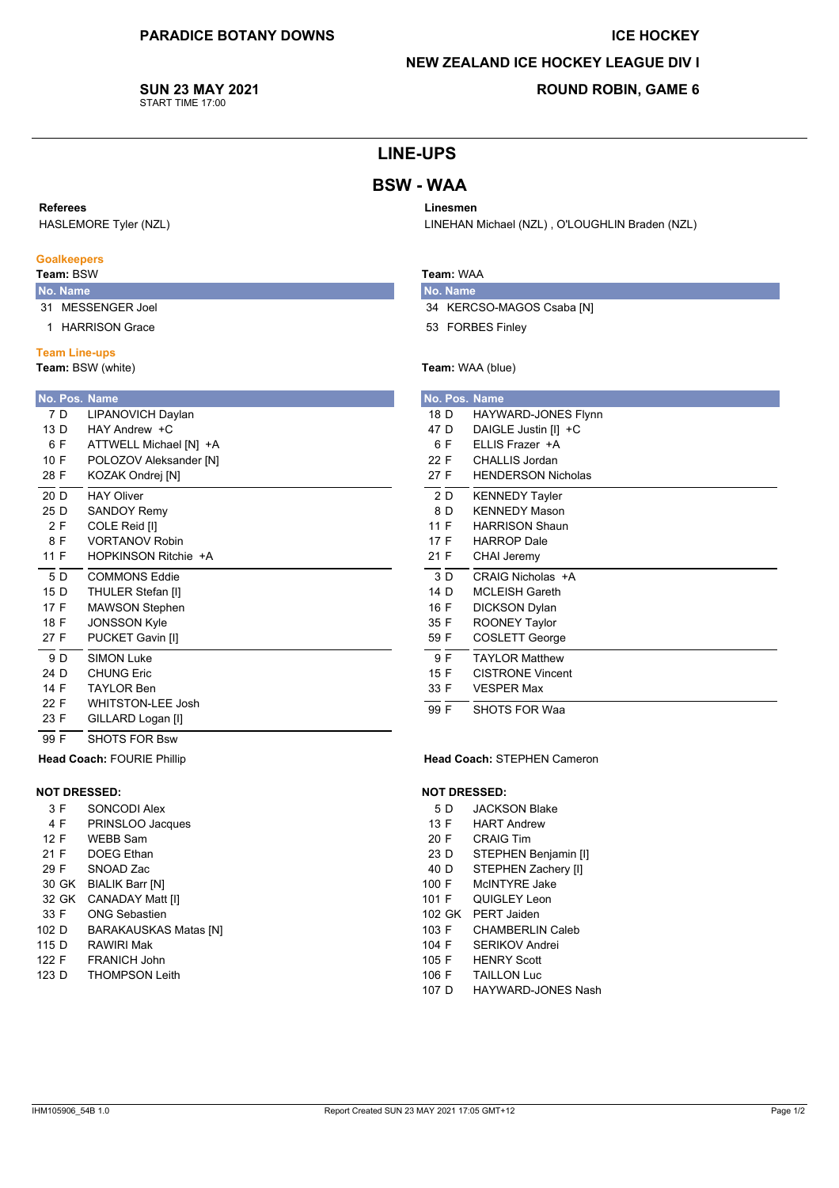**PARADICE BOTANY DOWNS**

**ICE HOCKEY**

**NEW ZEALAND ICE HOCKEY LEAGUE DIV I**

**SUN 23 MAY 2021**
START TIME 17:00

**ROUND ROBIN, GAME 6**

# LINE-UPS

## BSW - WAA

**Referees**
HASLEMORE Tyler (NZL)

**Linesmen**
LINEHAN Michael (NZL) , O'LOUGHLIN Braden (NZL)

### Goalkeepers

**Team:** BSW

| No. | Name |
|---|---|
| 31 | MESSENGER Joel |
| 1 | HARRISON Grace |

**Team:** WAA

| No. | Name |
|---|---|
| 34 | KERCSO-MAGOS Csaba [N] |
| 53 | FORBES Finley |

### Team Line-ups

**Team:** BSW (white)

| No. | Pos. | Name |
|---|---|---|
| 7 | D | LIPANOVICH Daylan |
| 13 | D | HAY Andrew +C |
| 6 | F | ATTWELL Michael [N] +A |
| 10 | F | POLOZOV Aleksander [N] |
| 28 | F | KOZAK Ondrej [N] |
| 20 | D | HAY Oliver |
| 25 | D | SANDOY Remy |
| 2 | F | COLE Reid [I] |
| 8 | F | VORTANOV Robin |
| 11 | F | HOPKINSON Ritchie +A |
| 5 | D | COMMONS Eddie |
| 15 | D | THULER Stefan [I] |
| 17 | F | MAWSON Stephen |
| 18 | F | JONSSON Kyle |
| 27 | F | PUCKET Gavin [I] |
| 9 | D | SIMON Luke |
| 24 | D | CHUNG Eric |
| 14 | F | TAYLOR Ben |
| 22 | F | WHITSTON-LEE Josh |
| 23 | F | GILLARD Logan [I] |
| 99 | F | SHOTS FOR Bsw |

**Head Coach:** FOURIE Phillip

**NOT DRESSED:**

| No. | Pos. | Name |
|---|---|---|
| 3 | F | SONCODI Alex |
| 4 | F | PRINSLOO Jacques |
| 12 | F | WEBB Sam |
| 21 | F | DOEG Ethan |
| 29 | F | SNOAD Zac |
| 30 | GK | BIALIK Barr [N] |
| 32 | GK | CANADAY Matt [I] |
| 33 | F | ONG Sebastien |
| 102 | D | BARAKAUSKAS Matas [N] |
| 115 | D | RAWIRI Mak |
| 122 | F | FRANICH John |
| 123 | D | THOMPSON Leith |

**Team:** WAA (blue)

| No. | Pos. | Name |
|---|---|---|
| 18 | D | HAYWARD-JONES Flynn |
| 47 | D | DAIGLE Justin [I] +C |
| 6 | F | ELLIS Frazer +A |
| 22 | F | CHALLIS Jordan |
| 27 | F | HENDERSON Nicholas |
| 2 | D | KENNEDY Tayler |
| 8 | D | KENNEDY Mason |
| 11 | F | HARRISON Shaun |
| 17 | F | HARROP Dale |
| 21 | F | CHAI Jeremy |
| 3 | D | CRAIG Nicholas +A |
| 14 | D | MCLEISH Gareth |
| 16 | F | DICKSON Dylan |
| 35 | F | ROONEY Taylor |
| 59 | F | COSLETT George |
| 9 | F | TAYLOR Matthew |
| 15 | F | CISTRONE Vincent |
| 33 | F | VESPER Max |
| 99 | F | SHOTS FOR Waa |

**Head Coach:** STEPHEN Cameron

**NOT DRESSED:**

| No. | Pos. | Name |
|---|---|---|
| 5 | D | JACKSON Blake |
| 13 | F | HART Andrew |
| 20 | F | CRAIG Tim |
| 23 | D | STEPHEN Benjamin [I] |
| 40 | D | STEPHEN Zachery [I] |
| 100 | F | McINTYRE Jake |
| 101 | F | QUIGLEY Leon |
| 102 | GK | PERT Jaiden |
| 103 | F | CHAMBERLIN Caleb |
| 104 | F | SERIKOV Andrei |
| 105 | F | HENRY Scott |
| 106 | F | TAILLON Luc |
| 107 | D | HAYWARD-JONES Nash |

IHM105906_54B 1.0 Report Created SUN 23 MAY 2021 17:05 GMT+12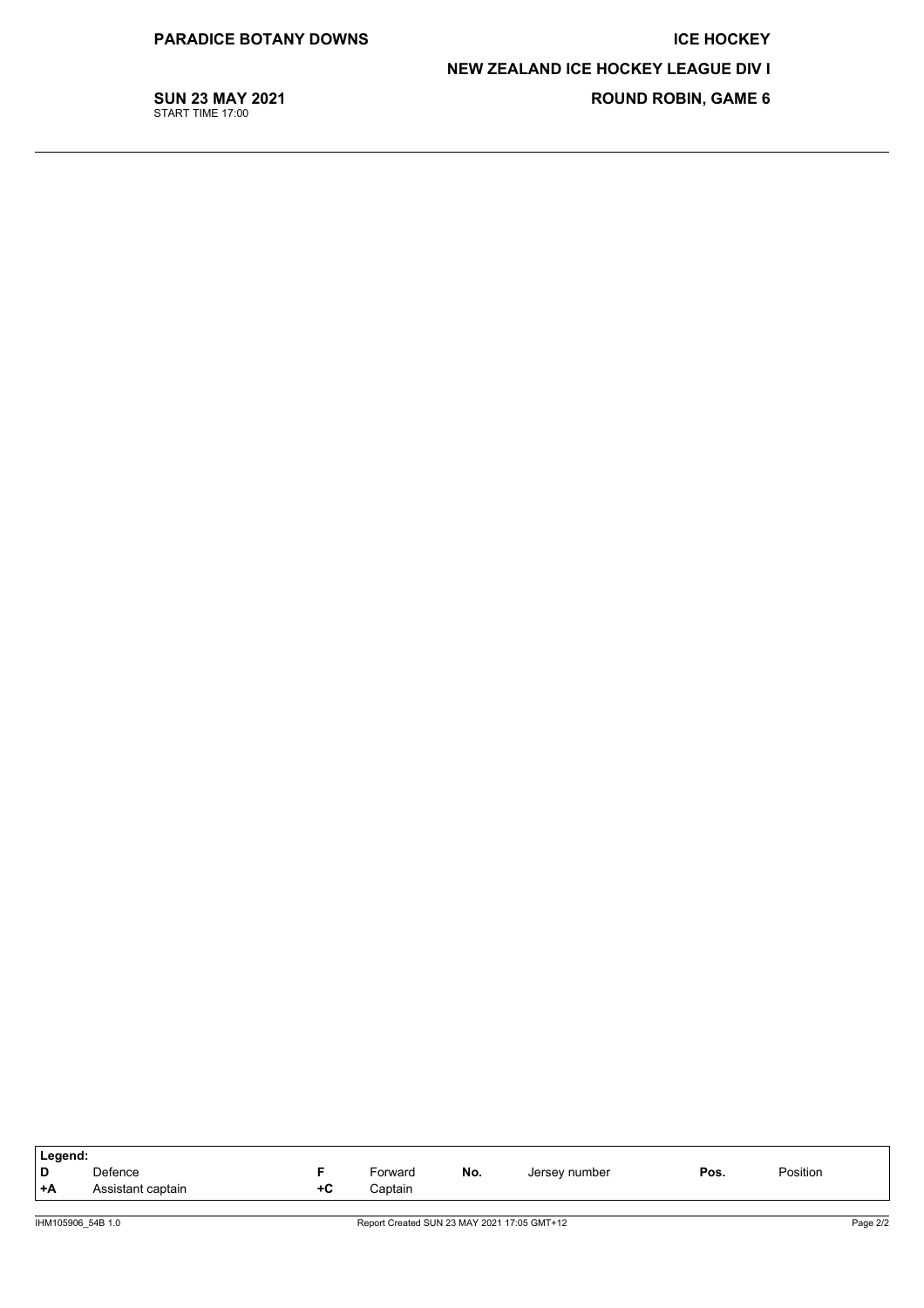**PARADICE BOTANY DOWNS**

**ICE HOCKEY**

**NEW ZEALAND ICE HOCKEY LEAGUE DIV I**

**SUN 23 MAY 2021**
START TIME 17:00

**ROUND ROBIN, GAME 6**

| Legend: | | | | | | | |
|---|---|---|---|---|---|---|---|
| **D** | Defence | **F** | Forward | **No.** | Jersey number | **Pos.** | Position |
| **+A** | Assistant captain | **+C** | Captain | | | | |

IHM105906_54B 1.0

Report Created SUN 23 MAY 2021 17:05 GMT+12